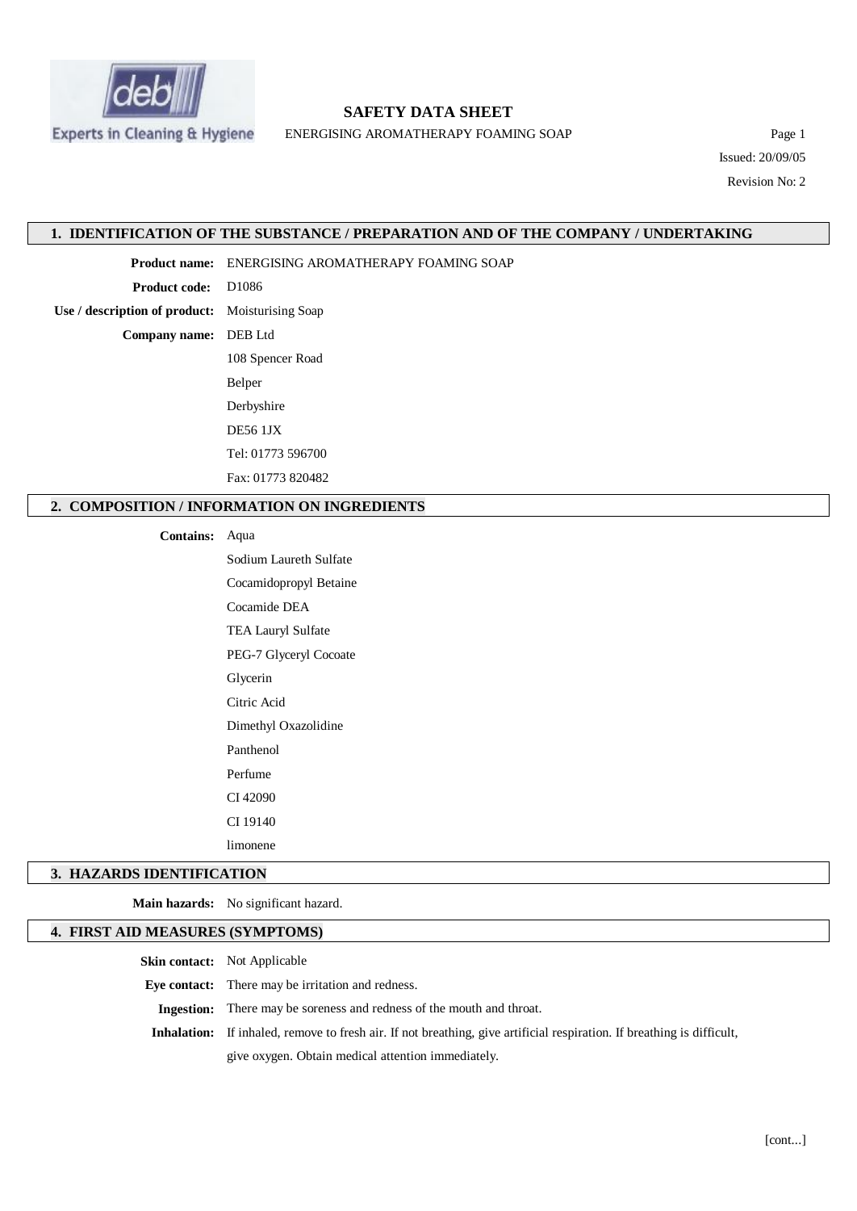# SAFETY DATA SHEET

ENERGISING AROMATHERAPY FOAMING SOAP

Issued: 20/09/05

Revision No: 2

## 1. IDENTIFICATION OF THE SUBSTANCE / PREPARATION AND OF THE COMPANY / UNDERTAKING

**Product name:** ENERGISING AROMATHERAPY FOAMING SOAP

**Product code:** D1086

**Use / description of product:** Moisturising Soap

**Company name:** DEB Ltd
108 Spencer Road
Belper
Derbyshire
DE56 1JX
Tel: 01773 596700
Fax: 01773 820482

## 2. COMPOSITION / INFORMATION ON INGREDIENTS

**Contains:**
- Aqua
- Sodium Laureth Sulfate
- Cocamidopropyl Betaine
- Cocamide DEA
- TEA Lauryl Sulfate
- PEG-7 Glyceryl Cocoate
- Glycerin
- Citric Acid
- Dimethyl Oxazolidine
- Panthenol
- Perfume
- CI 42090
- CI 19140
- limonene

## 3. HAZARDS IDENTIFICATION

**Main hazards:** No significant hazard.

## 4. FIRST AID MEASURES (SYMPTOMS)

**Skin contact:** Not Applicable

**Eye contact:** There may be irritation and redness.

**Ingestion:** There may be soreness and redness of the mouth and throat.

**Inhalation:** If inhaled, remove to fresh air. If not breathing, give artificial respiration. If breathing is difficult, give oxygen. Obtain medical attention immediately.

[cont...]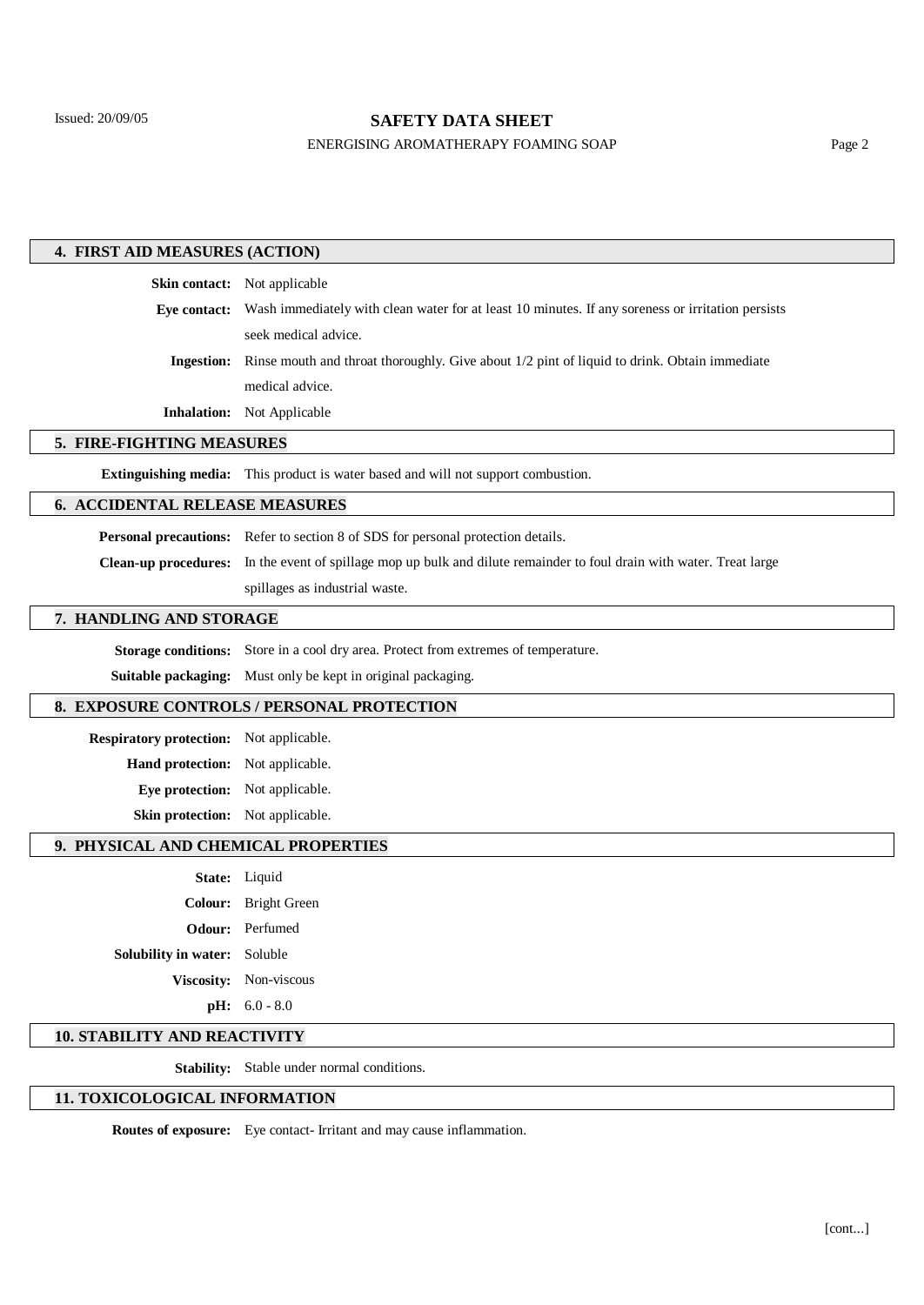## 4. FIRST AID MEASURES (ACTION)

**Skin contact:** Not applicable

**Eye contact:** Wash immediately with clean water for at least 10 minutes. If any soreness or irritation persists seek medical advice.

**Ingestion:** Rinse mouth and throat thoroughly. Give about 1/2 pint of liquid to drink. Obtain immediate medical advice.

**Inhalation:** Not Applicable

## 5. FIRE-FIGHTING MEASURES

**Extinguishing media:** This product is water based and will not support combustion.

## 6. ACCIDENTAL RELEASE MEASURES

**Personal precautions:** Refer to section 8 of SDS for personal protection details.

**Clean-up procedures:** In the event of spillage mop up bulk and dilute remainder to foul drain with water. Treat large spillages as industrial waste.

## 7. HANDLING AND STORAGE

**Storage conditions:** Store in a cool dry area. Protect from extremes of temperature.

**Suitable packaging:** Must only be kept in original packaging.

## 8. EXPOSURE CONTROLS / PERSONAL PROTECTION

**Respiratory protection:** Not applicable.

**Hand protection:** Not applicable.

**Eye protection:** Not applicable.

**Skin protection:** Not applicable.

## 9. PHYSICAL AND CHEMICAL PROPERTIES

**State:** Liquid

**Colour:** Bright Green

**Odour:** Perfumed

**Solubility in water:** Soluble

**Viscosity:** Non-viscous

**pH:** 6.0 - 8.0

## 10. STABILITY AND REACTIVITY

**Stability:** Stable under normal conditions.

## 11. TOXICOLOGICAL INFORMATION

**Routes of exposure:** Eye contact- Irritant and may cause inflammation.

[cont...]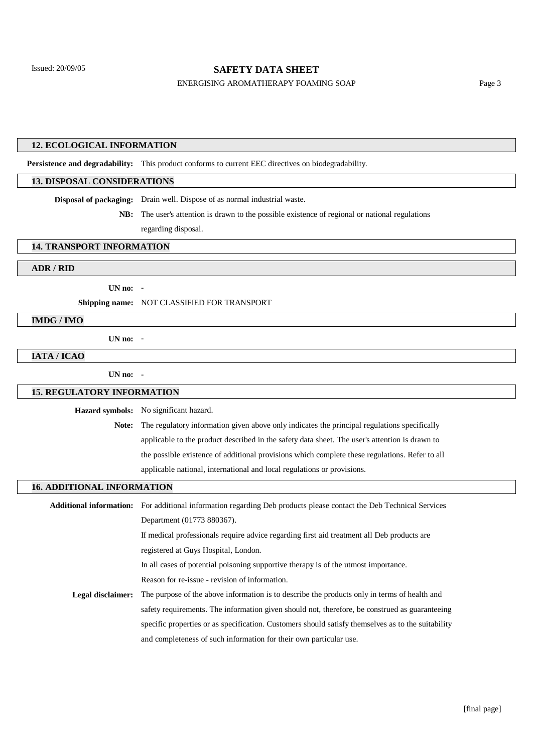## 12. ECOLOGICAL INFORMATION

**Persistence and degradability:** This product conforms to current EEC directives on biodegradability.

## 13. DISPOSAL CONSIDERATIONS

**Disposal of packaging:** Drain well. Dispose of as normal industrial waste.

**NB:** The user's attention is drawn to the possible existence of regional or national regulations regarding disposal.

## 14. TRANSPORT INFORMATION

### ADR / RID

**UN no:** -

**Shipping name:** NOT CLASSIFIED FOR TRANSPORT

### IMDG / IMO

**UN no:** -

### IATA / ICAO

**UN no:** -

## 15. REGULATORY INFORMATION

**Hazard symbols:** No significant hazard.

**Note:** The regulatory information given above only indicates the principal regulations specifically applicable to the product described in the safety data sheet. The user's attention is drawn to the possible existence of additional provisions which complete these regulations. Refer to all applicable national, international and local regulations or provisions.

## 16. ADDITIONAL INFORMATION

**Additional information:** For additional information regarding Deb products please contact the Deb Technical Services Department (01773 880367).

If medical professionals require advice regarding first aid treatment all Deb products are registered at Guys Hospital, London.

In all cases of potential poisoning supportive therapy is of the utmost importance.

Reason for re-issue - revision of information.

**Legal disclaimer:** The purpose of the above information is to describe the products only in terms of health and safety requirements. The information given should not, therefore, be construed as guaranteeing specific properties or as specification. Customers should satisfy themselves as to the suitability and completeness of such information for their own particular use.

[final page]